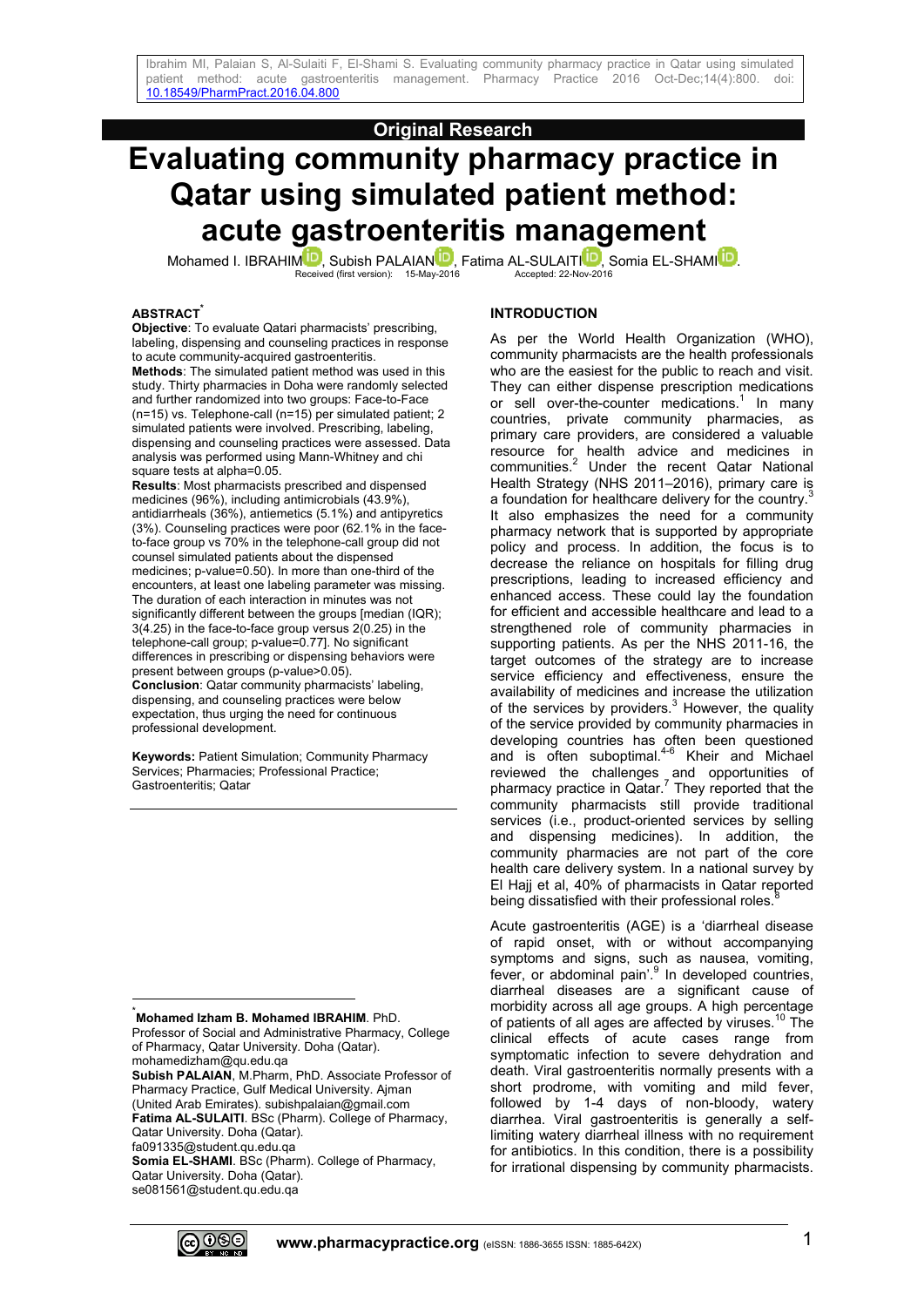Original Research

# Evaluating community pharmacy practice in Qatar using simulated patient method: acute gastroenteritis management

Mohamed I. IBRAHIM, Subish PALAIAN, Fatima AL-SULAITI, Somia EL-SHAMI.

Received (first version): 15-May-2016 Accepted: 22-Nov-2016

## ABSTRACT[*]

**Objective**: To evaluate Qatari pharmacists' prescribing, labeling, dispensing and counseling practices in response to acute community-acquired gastroenteritis.

**Methods**: The simulated patient method was used in this study. Thirty pharmacies in Doha were randomly selected and further randomized into two groups: Face-to-Face (n=15) vs. Telephone-call (n=15) per simulated patient; 2 simulated patients were involved. Prescribing, labeling, dispensing and counseling practices were assessed. Data analysis was performed using Mann-Whitney and chi square tests at alpha=0.05.

**Results**: Most pharmacists prescribed and dispensed medicines (96%), including antimicrobials (43.9%), antidiarrheals (36%), antiemetics (5.1%) and antipyretics (3%). Counseling practices were poor (62.1% in the face-to-face group vs 70% in the telephone-call group did not counsel simulated patients about the dispensed medicines; p-value=0.50). In more than one-third of the encounters, at least one labeling parameter was missing. The duration of each interaction in minutes was not significantly different between the groups [median (IQR); 3(4.25) in the face-to-face group versus 2(0.25) in the telephone-call group; p-value=0.77]. No significant differences in prescribing or dispensing behaviors were present between groups (p-value>0.05).

**Conclusion**: Qatar community pharmacists' labeling, dispensing, and counseling practices were below expectation, thus urging the need for continuous professional development.

**Keywords:** Patient Simulation; Community Pharmacy Services; Pharmacies; Professional Practice; Gastroenteritis; Qatar

## INTRODUCTION

As per the World Health Organization (WHO), community pharmacists are the health professionals who are the easiest for the public to reach and visit. They can either dispense prescription medications or sell over-the-counter medications.[1] In many countries, private community pharmacies, as primary care providers, are considered a valuable resource for health advice and medicines in communities.[2] Under the recent Qatar National Health Strategy (NHS 2011–2016), primary care is a foundation for healthcare delivery for the country.[3] It also emphasizes the need for a community pharmacy network that is supported by appropriate policy and process. In addition, the focus is to decrease the reliance on hospitals for filling drug prescriptions, leading to increased efficiency and enhanced access. These could lay the foundation for efficient and accessible healthcare and lead to a strengthened role of community pharmacies in supporting patients. As per the NHS 2011-16, the target outcomes of the strategy are to increase service efficiency and effectiveness, ensure the availability of medicines and increase the utilization of the services by providers.[3] However, the quality of the service provided by community pharmacies in developing countries has often been questioned and is often suboptimal.[4-6] Kheir and Michael reviewed the challenges and opportunities of pharmacy practice in Qatar.[7] They reported that the community pharmacists still provide traditional services (i.e., product-oriented services by selling and dispensing medicines). In addition, the community pharmacies are not part of the core health care delivery system. In a national survey by El Hajj et al, 40% of pharmacists in Qatar reported being dissatisfied with their professional roles.[8]

Acute gastroenteritis (AGE) is a 'diarrheal disease of rapid onset, with or without accompanying symptoms and signs, such as nausea, vomiting, fever, or abdominal pain'.[9] In developed countries, diarrheal diseases are a significant cause of morbidity across all age groups. A high percentage of patients of all ages are affected by viruses.[10] The clinical effects of acute cases range from symptomatic infection to severe dehydration and death. Viral gastroenteritis normally presents with a short prodrome, with vomiting and mild fever, followed by 1-4 days of non-bloody, watery diarrhea. Viral gastroenteritis is generally a self-limiting watery diarrheal illness with no requirement for antibiotics. In this condition, there is a possibility for irrational dispensing by community pharmacists.

---

[*] **Mohamed Izham B. Mohamed IBRAHIM**. PhD. Professor of Social and Administrative Pharmacy, College of Pharmacy, Qatar University. Doha (Qatar). mohamedizham@qu.edu.qa

**Subish PALAIAN**, M.Pharm, PhD. Associate Professor of Pharmacy Practice, Gulf Medical University. Ajman (United Arab Emirates). subishpalaian@gmail.com

**Fatima AL-SULAITI**. BSc (Pharm). College of Pharmacy, Qatar University. Doha (Qatar). fa091335@student.qu.edu.qa

**Somia EL-SHAMI**. BSc (Pharm). College of Pharmacy, Qatar University. Doha (Qatar). se081561@student.qu.edu.qa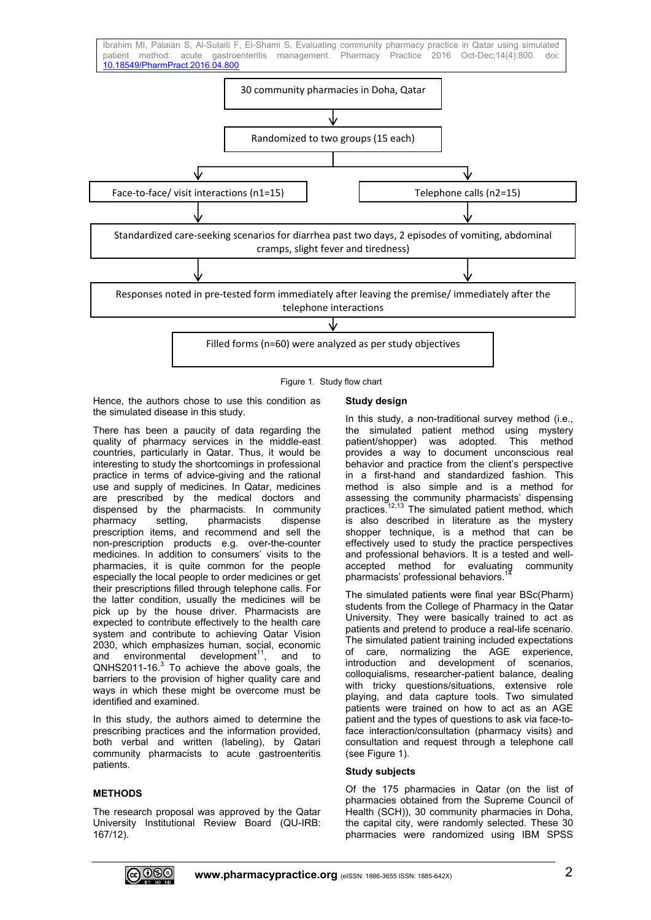30 community pharmacies in Doha, Qatar

↓

Randomized to two groups (15 each)

↓

Face-to-face/ visit interactions (n1=15) | Telephone calls (n2=15)

↓

Standardized care-seeking scenarios for diarrhea past two days, 2 episodes of vomiting, abdominal cramps, slight fever and tiredness)

↓

Responses noted in pre-tested form immediately after leaving the premise/ immediately after the telephone interactions

↓

Filled forms (n=60) were analyzed as per study objectives

Figure 1. Study flow chart

Hence, the authors chose to use this condition as the simulated disease in this study.

There has been a paucity of data regarding the quality of pharmacy services in the middle-east countries, particularly in Qatar. Thus, it would be interesting to study the shortcomings in professional practice in terms of advice-giving and the rational use and supply of medicines. In Qatar, medicines are prescribed by the medical doctors and dispensed by the pharmacists. In community pharmacy setting, pharmacists dispense prescription items, and recommend and sell the non-prescription products e.g. over-the-counter medicines. In addition to consumers' visits to the pharmacies, it is quite common for the people especially the local people to order medicines or get their prescriptions filled through telephone calls. For the latter condition, usually the medicines will be pick up by the house driver. Pharmacists are expected to contribute effectively to the health care system and contribute to achieving Qatar Vision 2030, which emphasizes human, social, economic and environmental development[11], and to QNHS2011-16.[3] To achieve the above goals, the barriers to the provision of higher quality care and ways in which these might be overcome must be identified and examined.

In this study, the authors aimed to determine the prescribing practices and the information provided, both verbal and written (labeling), by Qatari community pharmacists to acute gastroenteritis patients.

## METHODS

The research proposal was approved by the Qatar University Institutional Review Board (QU-IRB: 167/12).

### Study design

In this study, a non-traditional survey method (i.e., the simulated patient method using mystery patient/shopper) was adopted. This method provides a way to document unconscious real behavior and practice from the client's perspective in a first-hand and standardized fashion. This method is also simple and is a method for assessing the community pharmacists' dispensing practices.[12,13] The simulated patient method, which is also described in literature as the mystery shopper technique, is a method that can be effectively used to study the practice perspectives and professional behaviors. It is a tested and well-accepted method for evaluating community pharmacists' professional behaviors.[14]

The simulated patients were final year BSc(Pharm) students from the College of Pharmacy in the Qatar University. They were basically trained to act as patients and pretend to produce a real-life scenario. The simulated patient training included expectations of care, normalizing the AGE experience, introduction and development of scenarios, colloquialisms, researcher-patient balance, dealing with tricky questions/situations, extensive role playing, and data capture tools. Two simulated patients were trained on how to act as an AGE patient and the types of questions to ask via face-to-face interaction/consultation (pharmacy visits) and consultation and request through a telephone call (see Figure 1).

### Study subjects

Of the 175 pharmacies in Qatar (on the list of pharmacies obtained from the Supreme Council of Health (SCH)), 30 community pharmacies in Doha, the capital city, were randomly selected. These 30 pharmacies were randomized using IBM SPSS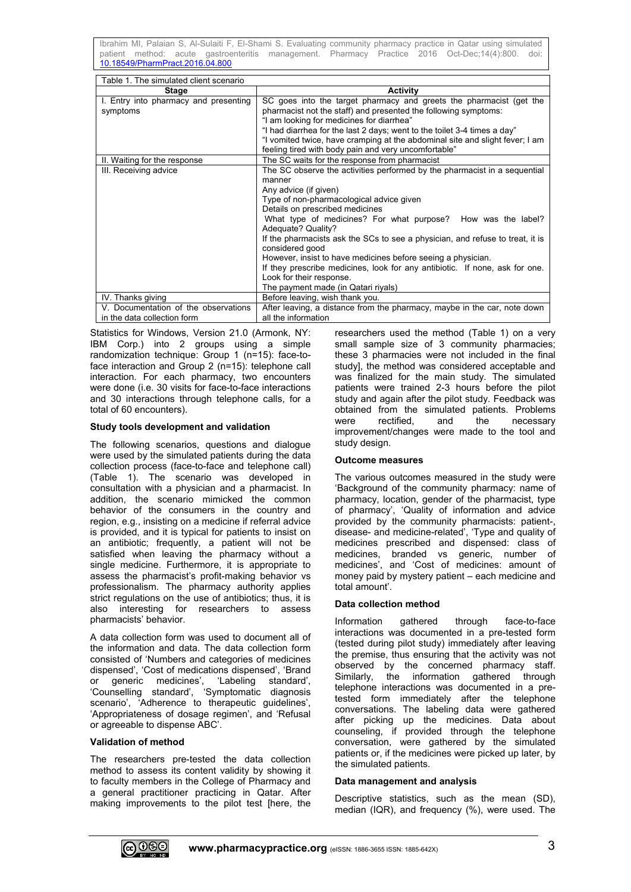Table 1. The simulated client scenario

| Stage | Activity |
|---|---|
| I. Entry into pharmacy and presenting symptoms | SC goes into the target pharmacy and greets the pharmacist (get the pharmacist not the staff) and presented the following symptoms:<br>"I am looking for medicines for diarrhea"<br>"I had diarrhea for the last 2 days; went to the toilet 3-4 times a day"<br>"I vomited twice, have cramping at the abdominal site and slight fever; I am feeling tired with body pain and very uncomfortable" |
| II. Waiting for the response | The SC waits for the response from pharmacist |
| III. Receiving advice | The SC observe the activities performed by the pharmacist in a sequential manner<br>Any advice (if given)<br>Type of non-pharmacological advice given<br>Details on prescribed medicines<br>What type of medicines? For what purpose? How was the label? Adequate? Quality?<br>If the pharmacists ask the SCs to see a physician, and refuse to treat, it is considered good<br>However, insist to have medicines before seeing a physician.<br>If they prescribe medicines, look for any antibiotic. If none, ask for one. Look for their response.<br>The payment made (in Qatari riyals) |
| IV. Thanks giving | Before leaving, wish thank you. |
| V. Documentation of the observations in the data collection form | After leaving, a distance from the pharmacy, maybe in the car, note down all the information |

Statistics for Windows, Version 21.0 (Armonk, NY: IBM Corp.) into 2 groups using a simple randomization technique: Group 1 (n=15): face-to-face interaction and Group 2 (n=15): telephone call interaction. For each pharmacy, two encounters were done (i.e. 30 visits for face-to-face interactions and 30 interactions through telephone calls, for a total of 60 encounters).

### Study tools development and validation

The following scenarios, questions and dialogue were used by the simulated patients during the data collection process (face-to-face and telephone call) (Table 1). The scenario was developed in consultation with a physician and a pharmacist. In addition, the scenario mimicked the common behavior of the consumers in the country and region, e.g., insisting on a medicine if referral advice is provided, and it is typical for patients to insist on an antibiotic; frequently, a patient will not be satisfied when leaving the pharmacy without a single medicine. Furthermore, it is appropriate to assess the pharmacist's profit-making behavior vs professionalism. The pharmacy authority applies strict regulations on the use of antibiotics; thus, it is also interesting for researchers to assess pharmacists' behavior.

A data collection form was used to document all of the information and data. The data collection form consisted of 'Numbers and categories of medicines dispensed', 'Cost of medications dispensed', 'Brand or generic medicines', 'Labeling standard', 'Counselling standard', 'Symptomatic diagnosis scenario', 'Adherence to therapeutic guidelines', 'Appropriateness of dosage regimen', and 'Refusal or agreeable to dispense ABC'.

### Validation of method

The researchers pre-tested the data collection method to assess its content validity by showing it to faculty members in the College of Pharmacy and a general practitioner practicing in Qatar. After making improvements to the pilot test [here, the researchers used the method (Table 1) on a very small sample size of 3 community pharmacies; these 3 pharmacies were not included in the final study], the method was considered acceptable and was finalized for the main study. The simulated patients were trained 2-3 hours before the pilot study and again after the pilot study. Feedback was obtained from the simulated patients. Problems were rectified, and the necessary improvement/changes were made to the tool and study design.

### Outcome measures

The various outcomes measured in the study were 'Background of the community pharmacy: name of pharmacy, location, gender of the pharmacist, type of pharmacy', 'Quality of information and advice provided by the community pharmacists: patient-, disease- and medicine-related', 'Type and quality of medicines prescribed and dispensed: class of medicines, branded vs generic, number of medicines', and 'Cost of medicines: amount of money paid by mystery patient – each medicine and total amount'.

### Data collection method

Information gathered through face-to-face interactions was documented in a pre-tested form (tested during pilot study) immediately after leaving the premise, thus ensuring that the activity was not observed by the concerned pharmacy staff. Similarly, the information gathered through telephone interactions was documented in a pre-tested form immediately after the telephone conversations. The labeling data were gathered after picking up the medicines. Data about counseling, if provided through the telephone conversation, were gathered by the simulated patients or, if the medicines were picked up later, by the simulated patients.

### Data management and analysis

Descriptive statistics, such as the mean (SD), median (IQR), and frequency (%), were used. The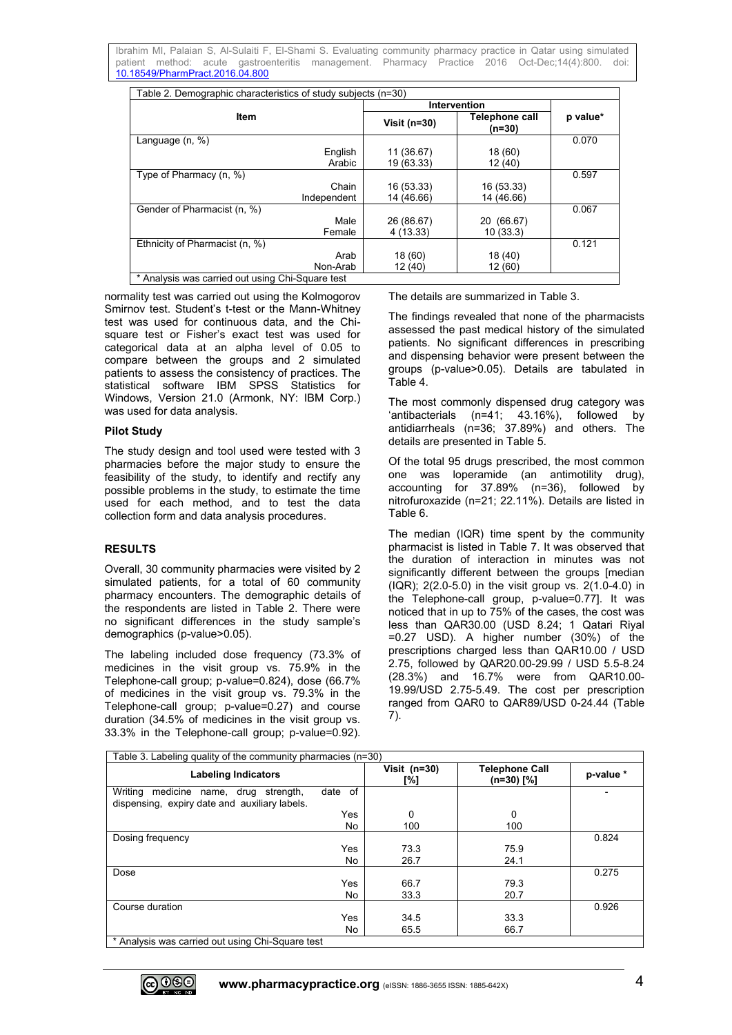Table 2. Demographic characteristics of study subjects (n=30)

| Item | Intervention | | p value* |
|---|---|---|---|
| | Visit (n=30) | Telephone call (n=30) | |
| Language (n, %) | | | 0.070 |
| English | 11 (36.67) | 18 (60) | |
| Arabic | 19 (63.33) | 12 (40) | |
| Type of Pharmacy (n, %) | | | 0.597 |
| Chain | 16 (53.33) | 16 (53.33) | |
| Independent | 14 (46.66) | 14 (46.66) | |
| Gender of Pharmacist (n, %) | | | 0.067 |
| Male | 26 (86.67) | 20 (66.67) | |
| Female | 4 (13.33) | 10 (33.3) | |
| Ethnicity of Pharmacist (n, %) | | | 0.121 |
| Arab | 18 (60) | 18 (40) | |
| Non-Arab | 12 (40) | 12 (60) | |

\* Analysis was carried out using Chi-Square test

normality test was carried out using the Kolmogorov Smirnov test. Student's t-test or the Mann-Whitney test was used for continuous data, and the Chi-square test or Fisher's exact test was used for categorical data at an alpha level of 0.05 to compare between the groups and 2 simulated patients to assess the consistency of practices. The statistical software IBM SPSS Statistics for Windows, Version 21.0 (Armonk, NY: IBM Corp.) was used for data analysis.

**Pilot Study**

The study design and tool used were tested with 3 pharmacies before the major study to ensure the feasibility of the study, to identify and rectify any possible problems in the study, to estimate the time used for each method, and to test the data collection form and data analysis procedures.

## RESULTS

Overall, 30 community pharmacies were visited by 2 simulated patients, for a total of 60 community pharmacy encounters. The demographic details of the respondents are listed in Table 2. There were no significant differences in the study sample's demographics (p-value>0.05).

The labeling included dose frequency (73.3% of medicines in the visit group vs. 75.9% in the Telephone-call group; p-value=0.824), dose (66.7% of medicines in the visit group vs. 79.3% in the Telephone-call group; p-value=0.27) and course duration (34.5% of medicines in the visit group vs. 33.3% in the Telephone-call group; p-value=0.92). The details are summarized in Table 3.

The findings revealed that none of the pharmacists assessed the past medical history of the simulated patients. No significant differences in prescribing and dispensing behavior were present between the groups (p-value>0.05). Details are tabulated in Table 4.

The most commonly dispensed drug category was 'antibacterials (n=41; 43.16%), followed by antidiarrheals (n=36; 37.89%) and others. The details are presented in Table 5.

Of the total 95 drugs prescribed, the most common one was loperamide (an antimotility drug), accounting for 37.89% (n=36), followed by nitrofuroxazide (n=21; 22.11%). Details are listed in Table 6.

The median (IQR) time spent by the community pharmacist is listed in Table 7. It was observed that the duration of interaction in minutes was not significantly different between the groups [median (IQR); 2(2.0-5.0) in the visit group vs. 2(1.0-4.0) in the Telephone-call group, p-value=0.77]. It was noticed that in up to 75% of the cases, the cost was less than QAR30.00 (USD 8.24; 1 Qatari Riyal =0.27 USD). A higher number (30%) of the prescriptions charged less than QAR10.00 / USD 2.75, followed by QAR20.00-29.99 / USD 5.5-8.24 (28.3%) and 16.7% were from QAR10.00-19.99/USD 2.75-5.49. The cost per prescription ranged from QAR0 to QAR89/USD 0-24.44 (Table 7).

Table 3. Labeling quality of the community pharmacies (n=30)

| Labeling Indicators | Visit (n=30) [%] | Telephone Call (n=30) [%] | p-value * |
|---|---|---|---|
| Writing medicine name, drug strength, date of dispensing, expiry date and auxiliary labels. | | | - |
| Yes | 0 | 0 | |
| No | 100 | 100 | |
| Dosing frequency | | | 0.824 |
| Yes | 73.3 | 75.9 | |
| No | 26.7 | 24.1 | |
| Dose | | | 0.275 |
| Yes | 66.7 | 79.3 | |
| No | 33.3 | 20.7 | |
| Course duration | | | 0.926 |
| Yes | 34.5 | 33.3 | |
| No | 65.5 | 66.7 | |

\* Analysis was carried out using Chi-Square test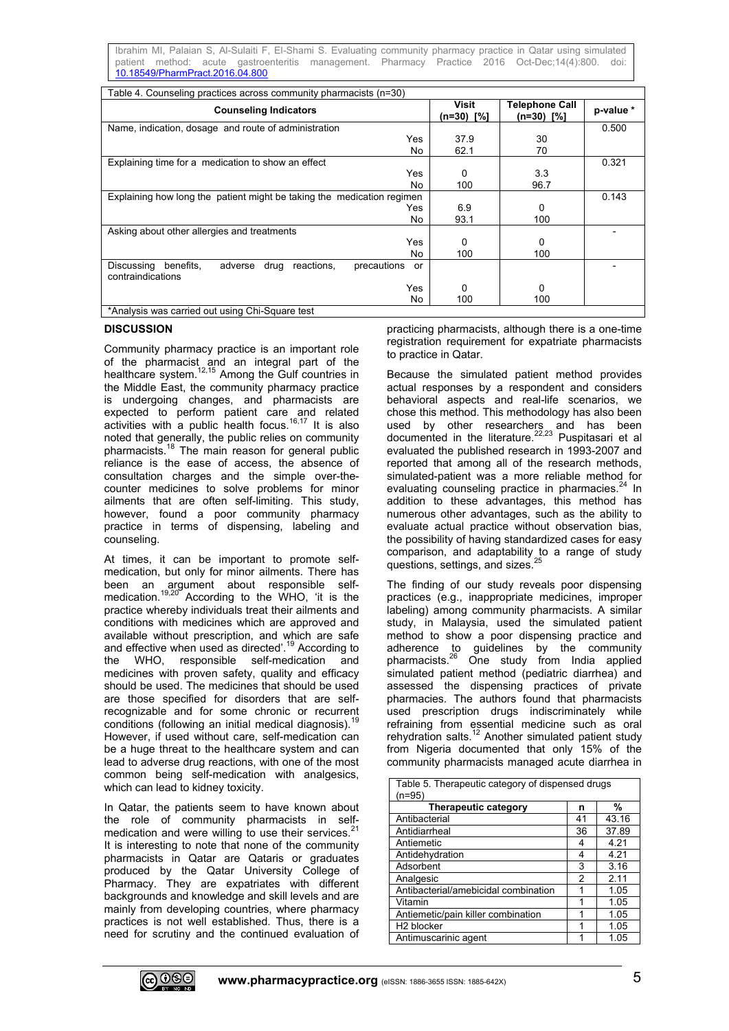Table 4. Counseling practices across community pharmacists (n=30)

| Counseling Indicators | | Visit (n=30) [%] | Telephone Call (n=30) [%] | p-value * |
|---|---|---|---|---|
| Name, indication, dosage and route of administration | | | | 0.500 |
| | Yes | 37.9 | 30 | |
| | No | 62.1 | 70 | |
| Explaining time for a medication to show an effect | | | | 0.321 |
| | Yes | 0 | 3.3 | |
| | No | 100 | 96.7 | |
| Explaining how long the patient might be taking the medication regimen | | | | 0.143 |
| | Yes | 6.9 | 0 | |
| | No | 93.1 | 100 | |
| Asking about other allergies and treatments | | | | - |
| | Yes | 0 | 0 | |
| | No | 100 | 100 | |
| Discussing benefits, adverse drug reactions, precautions or contraindications | | | | - |
| | Yes | 0 | 0 | |
| | No | 100 | 100 | |

*Analysis was carried out using Chi-Square test

## DISCUSSION

Community pharmacy practice is an important role of the pharmacist and an integral part of the healthcare system.[12,15] Among the Gulf countries in the Middle East, the community pharmacy practice is undergoing changes, and pharmacists are expected to perform patient care and related activities with a public health focus.[16,17] It is also noted that generally, the public relies on community pharmacists.[18] The main reason for general public reliance is the ease of access, the absence of consultation charges and the simple over-the-counter medicines to solve problems for minor ailments that are often self-limiting. This study, however, found a poor community pharmacy practice in terms of dispensing, labeling and counseling.

At times, it can be important to promote self-medication, but only for minor ailments. There has been an argument about responsible self-medication.[19,20] According to the WHO, 'it is the practice whereby individuals treat their ailments and conditions with medicines which are approved and available without prescription, and which are safe and effective when used as directed'.[19] According to the WHO, responsible self-medication and medicines with proven safety, quality and efficacy should be used. The medicines that should be used are those specified for disorders that are self-recognizable and for some chronic or recurrent conditions (following an initial medical diagnosis).[19] However, if used without care, self-medication can be a huge threat to the healthcare system and can lead to adverse drug reactions, with one of the most common being self-medication with analgesics, which can lead to kidney toxicity.

In Qatar, the patients seem to have known about the role of community pharmacists in self-medication and were willing to use their services.[21] It is interesting to note that none of the community pharmacists in Qatar are Qataris or graduates produced by the Qatar University College of Pharmacy. They are expatriates with different backgrounds and knowledge and skill levels and are mainly from developing countries, where pharmacy practices is not well established. Thus, there is a need for scrutiny and the continued evaluation of practicing pharmacists, although there is a one-time registration requirement for expatriate pharmacists to practice in Qatar.

Because the simulated patient method provides actual responses by a respondent and considers behavioral aspects and real-life scenarios, we chose this method. This methodology has also been used by other researchers and has been documented in the literature.[22,23] Puspitasari et al evaluated the published research in 1993-2007 and reported that among all of the research methods, simulated-patient was a more reliable method for evaluating counseling practice in pharmacies.[24] In addition to these advantages, this method has numerous other advantages, such as the ability to evaluate actual practice without observation bias, the possibility of having standardized cases for easy comparison, and adaptability to a range of study questions, settings, and sizes.[25]

The finding of our study reveals poor dispensing practices (e.g., inappropriate medicines, improper labeling) among community pharmacists. A similar study, in Malaysia, used the simulated patient method to show a poor dispensing practice and adherence to guidelines by the community pharmacists.[26] One study from India applied simulated patient method (pediatric diarrhea) and assessed the dispensing practices of private pharmacies. The authors found that pharmacists used prescription drugs indiscriminately while refraining from essential medicine such as oral rehydration salts.[12] Another simulated patient study from Nigeria documented that only 15% of the community pharmacists managed acute diarrhea in

Table 5. Therapeutic category of dispensed drugs (n=95)

| Therapeutic category | n | % |
|---|---|---|
| Antibacterial | 41 | 43.16 |
| Antidiarrheal | 36 | 37.89 |
| Antiemetic | 4 | 4.21 |
| Antidehydration | 4 | 4.21 |
| Adsorbent | 3 | 3.16 |
| Analgesic | 2 | 2.11 |
| Antibacterial/amebicidal combination | 1 | 1.05 |
| Vitamin | 1 | 1.05 |
| Antiemetic/pain killer combination | 1 | 1.05 |
| H2 blocker | 1 | 1.05 |
| Antimuscarinic agent | 1 | 1.05 |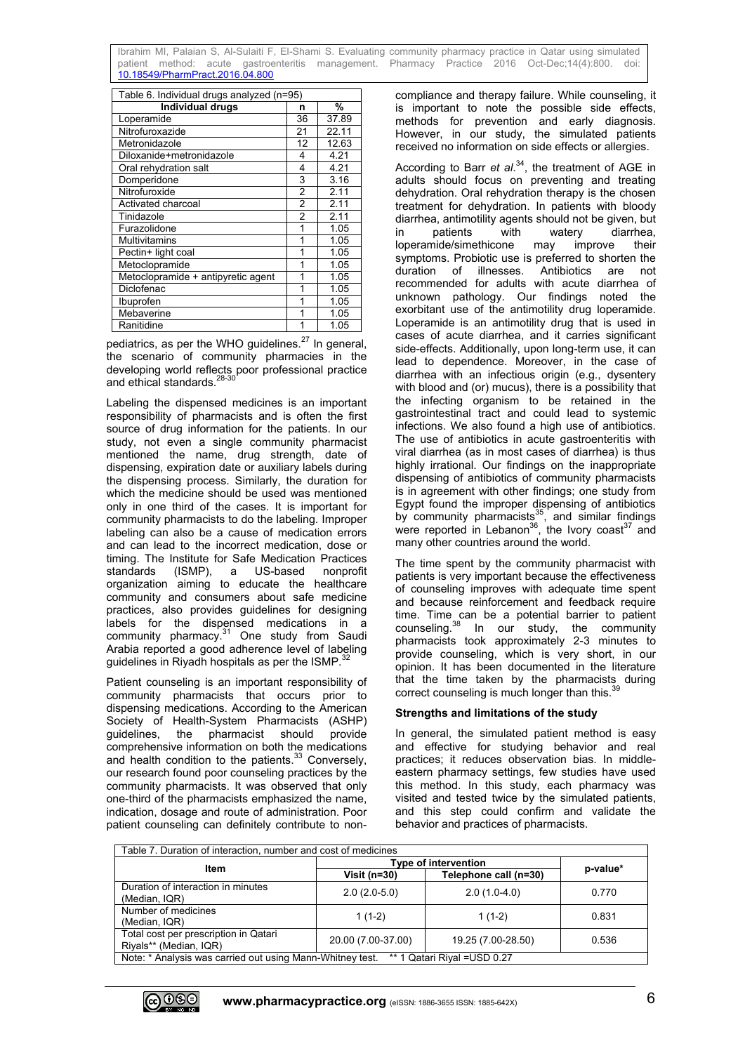Table 6. Individual drugs analyzed (n=95)

| Individual drugs | n | % |
|---|---|---|
| Loperamide | 36 | 37.89 |
| Nitrofuroxazide | 21 | 22.11 |
| Metronidazole | 12 | 12.63 |
| Diloxanide+metronidazole | 4 | 4.21 |
| Oral rehydration salt | 4 | 4.21 |
| Domperidone | 3 | 3.16 |
| Nitrofuroxide | 2 | 2.11 |
| Activated charcoal | 2 | 2.11 |
| Tinidazole | 2 | 2.11 |
| Furazolidone | 1 | 1.05 |
| Multivitamins | 1 | 1.05 |
| Pectin+ light coal | 1 | 1.05 |
| Metoclopramide | 1 | 1.05 |
| Metoclopramide + antipyretic agent | 1 | 1.05 |
| Diclofenac | 1 | 1.05 |
| Ibuprofen | 1 | 1.05 |
| Mebaverine | 1 | 1.05 |
| Ranitidine | 1 | 1.05 |

pediatrics, as per the WHO guidelines.[27] In general, the scenario of community pharmacies in the developing world reflects poor professional practice and ethical standards.[28-30]

Labeling the dispensed medicines is an important responsibility of pharmacists and is often the first source of drug information for the patients. In our study, not even a single community pharmacist mentioned the name, drug strength, date of dispensing, expiration date or auxiliary labels during the dispensing process. Similarly, the duration for which the medicine should be used was mentioned only in one third of the cases. It is important for community pharmacists to do the labeling. Improper labeling can also be a cause of medication errors and can lead to the incorrect medication, dose or timing. The Institute for Safe Medication Practices standards (ISMP), a US-based nonprofit organization aiming to educate the healthcare community and consumers about safe medicine practices, also provides guidelines for designing labels for the dispensed medications in a community pharmacy.[31] One study from Saudi Arabia reported a good adherence level of labeling guidelines in Riyadh hospitals as per the ISMP.[32]

Patient counseling is an important responsibility of community pharmacists that occurs prior to dispensing medications. According to the American Society of Health-System Pharmacists (ASHP) guidelines, the pharmacist should provide comprehensive information on both the medications and health condition to the patients.[33] Conversely, our research found poor counseling practices by the community pharmacists. It was observed that only one-third of the pharmacists emphasized the name, indication, dosage and route of administration. Poor patient counseling can definitely contribute to non-compliance and therapy failure. While counseling, it is important to note the possible side effects, methods for prevention and early diagnosis. However, in our study, the simulated patients received no information on side effects or allergies.

According to Barr *et al.*[34], the treatment of AGE in adults should focus on preventing and treating dehydration. Oral rehydration therapy is the chosen treatment for dehydration. In patients with bloody diarrhea, antimotility agents should not be given, but in patients with watery diarrhea, loperamide/simethicone may improve their symptoms. Probiotic use is preferred to shorten the duration of illnesses. Antibiotics are not recommended for adults with acute diarrhea of unknown pathology. Our findings noted the exorbitant use of the antimotility drug loperamide. Loperamide is an antimotility drug that is used in cases of acute diarrhea, and it carries significant side-effects. Additionally, upon long-term use, it can lead to dependence. Moreover, in the case of diarrhea with an infectious origin (e.g., dysentery with blood and (or) mucus), there is a possibility that the infecting organism to be retained in the gastrointestinal tract and could lead to systemic infections. We also found a high use of antibiotics. The use of antibiotics in acute gastroenteritis with viral diarrhea (as in most cases of diarrhea) is thus highly irrational. Our findings on the inappropriate dispensing of antibiotics of community pharmacists is in agreement with other findings; one study from Egypt found the improper dispensing of antibiotics by community pharmacists[35], and similar findings were reported in Lebanon[36], the Ivory coast[37] and many other countries around the world.

The time spent by the community pharmacist with patients is very important because the effectiveness of counseling improves with adequate time spent and because reinforcement and feedback require time. Time can be a potential barrier to patient counseling.[38] In our study, the community pharmacists took approximately 2-3 minutes to provide counseling, which is very short, in our opinion. It has been documented in the literature that the time taken by the pharmacists during correct counseling is much longer than this.[39]

### Strengths and limitations of the study

In general, the simulated patient method is easy and effective for studying behavior and real practices; it reduces observation bias. In middle-eastern pharmacy settings, few studies have used this method. In this study, each pharmacy was visited and tested twice by the simulated patients, and this step could confirm and validate the behavior and practices of pharmacists.

Table 7. Duration of interaction, number and cost of medicines

| Item | Type of intervention | | p-value* |
|---|---|---|---|
| | Visit (n=30) | Telephone call (n=30) | |
| Duration of interaction in minutes (Median, IQR) | 2.0 (2.0-5.0) | 2.0 (1.0-4.0) | 0.770 |
| Number of medicines (Median, IQR) | 1 (1-2) | 1 (1-2) | 0.831 |
| Total cost per prescription in Qatari Riyals** (Median, IQR) | 20.00 (7.00-37.00) | 19.25 (7.00-28.50) | 0.536 |

Note: * Analysis was carried out using Mann-Whitney test. ** 1 Qatari Riyal =USD 0.27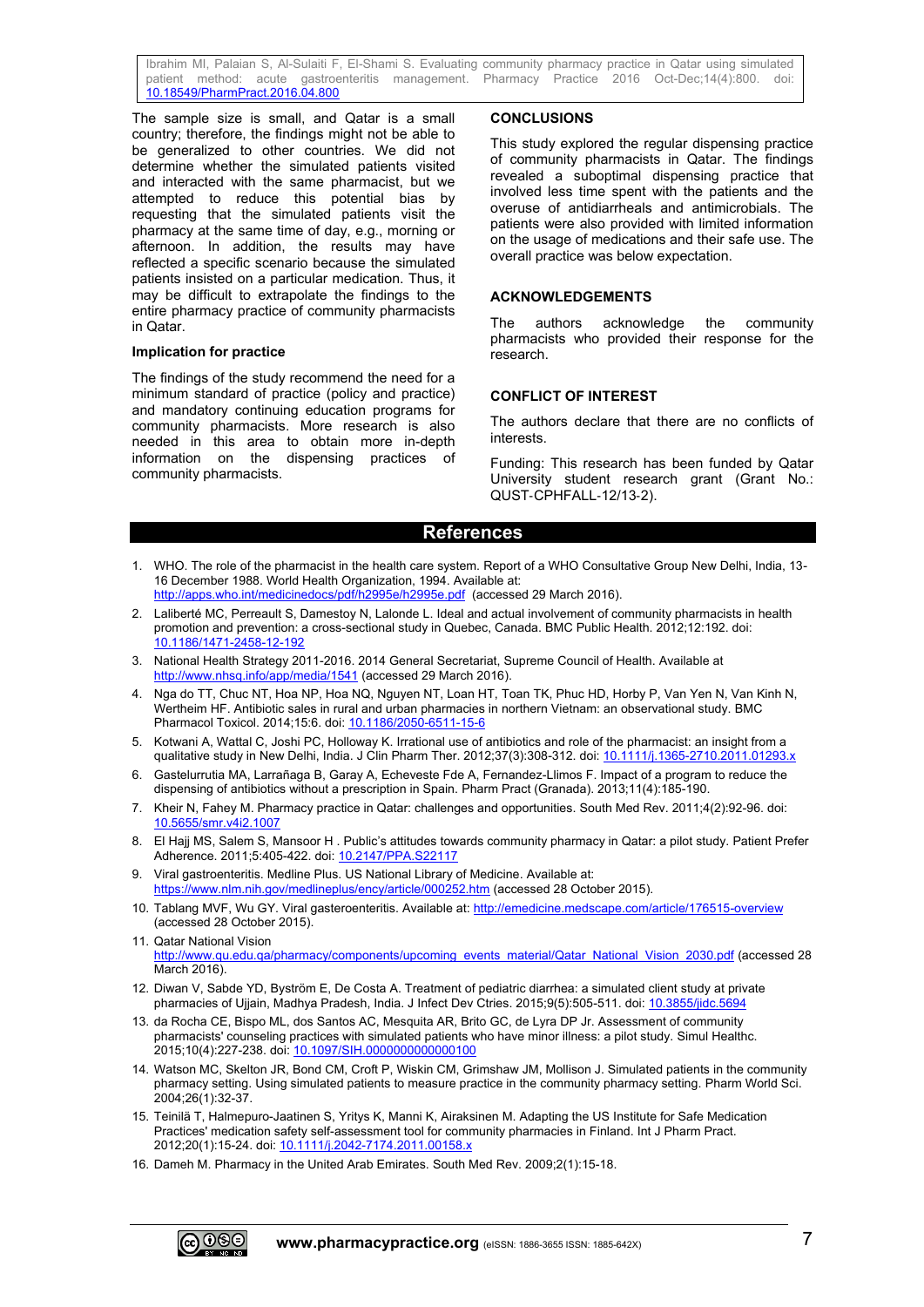The sample size is small, and Qatar is a small country; therefore, the findings might not be able to be generalized to other countries. We did not determine whether the simulated patients visited and interacted with the same pharmacist, but we attempted to reduce this potential bias by requesting that the simulated patients visit the pharmacy at the same time of day, e.g., morning or afternoon. In addition, the results may have reflected a specific scenario because the simulated patients insisted on a particular medication. Thus, it may be difficult to extrapolate the findings to the entire pharmacy practice of community pharmacists in Qatar.

### Implication for practice

The findings of the study recommend the need for a minimum standard of practice (policy and practice) and mandatory continuing education programs for community pharmacists. More research is also needed in this area to obtain more in-depth information on the dispensing practices of community pharmacists.

## CONCLUSIONS

This study explored the regular dispensing practice of community pharmacists in Qatar. The findings revealed a suboptimal dispensing practice that involved less time spent with the patients and the overuse of antidiarrheals and antimicrobials. The patients were also provided with limited information on the usage of medications and their safe use. The overall practice was below expectation.

## ACKNOWLEDGEMENTS

The authors acknowledge the community pharmacists who provided their response for the research.

## CONFLICT OF INTEREST

The authors declare that there are no conflicts of interests.

Funding: This research has been funded by Qatar University student research grant (Grant No.: QUST-CPHFALL-12/13-2).

## References

1. WHO. The role of the pharmacist in the health care system. Report of a WHO Consultative Group New Delhi, India, 13-16 December 1988. World Health Organization, 1994. Available at: http://apps.who.int/medicinedocs/pdf/h2995e/h2995e.pdf (accessed 29 March 2016).
2. Laliberté MC, Perreault S, Damestoy N, Lalonde L. Ideal and actual involvement of community pharmacists in health promotion and prevention: a cross-sectional study in Quebec, Canada. BMC Public Health. 2012;12:192. doi: 10.1186/1471-2458-12-192
3. National Health Strategy 2011-2016. 2014 General Secretariat, Supreme Council of Health. Available at http://www.nhsq.info/app/media/1541 (accessed 29 March 2016).
4. Nga do TT, Chuc NT, Hoa NP, Hoa NQ, Nguyen NT, Loan HT, Toan TK, Phuc HD, Horby P, Van Yen N, Van Kinh N, Wertheim HF. Antibiotic sales in rural and urban pharmacies in northern Vietnam: an observational study. BMC Pharmacol Toxicol. 2014;15:6. doi: 10.1186/2050-6511-15-6
5. Kotwani A, Wattal C, Joshi PC, Holloway K. Irrational use of antibiotics and role of the pharmacist: an insight from a qualitative study in New Delhi, India. J Clin Pharm Ther. 2012;37(3):308-312. doi: 10.1111/j.1365-2710.2011.01293.x
6. Gastelurrutia MA, Larrañaga B, Garay A, Echeveste Fde A, Fernandez-Llimos F. Impact of a program to reduce the dispensing of antibiotics without a prescription in Spain. Pharm Pract (Granada). 2013;11(4):185-190.
7. Kheir N, Fahey M. Pharmacy practice in Qatar: challenges and opportunities. South Med Rev. 2011;4(2):92-96. doi: 10.5655/smr.v4i2.1007
8. El Hajj MS, Salem S, Mansoor H . Public's attitudes towards community pharmacy in Qatar: a pilot study. Patient Prefer Adherence. 2011;5:405-422. doi: 10.2147/PPA.S22117
9. Viral gastroenteritis. Medline Plus. US National Library of Medicine. Available at: https://www.nlm.nih.gov/medlineplus/ency/article/000252.htm (accessed 28 October 2015).
10. Tablang MVF, Wu GY. Viral gastroenteritis. Available at: http://emedicine.medscape.com/article/176515-overview (accessed 28 October 2015).
11. Qatar National Vision http://www.qu.edu.qa/pharmacy/components/upcoming_events_material/Qatar_National_Vision_2030.pdf (accessed 28 March 2016).
12. Diwan V, Sabde YD, Byström E, De Costa A. Treatment of pediatric diarrhea: a simulated client study at private pharmacies of Ujjain, Madhya Pradesh, India. J Infect Dev Ctries. 2015;9(5):505-511. doi: 10.3855/jidc.5694
13. da Rocha CE, Bispo ML, dos Santos AC, Mesquita AR, Brito GC, de Lyra DP Jr. Assessment of community pharmacists' counseling practices with simulated patients who have minor illness: a pilot study. Simul Healthc. 2015;10(4):227-238. doi: 10.1097/SIH.0000000000000100
14. Watson MC, Skelton JR, Bond CM, Croft P, Wiskin CM, Grimshaw JM, Mollison J. Simulated patients in the community pharmacy setting. Using simulated patients to measure practice in the community pharmacy setting. Pharm World Sci. 2004;26(1):32-37.
15. Teinilä T, Halmepuro-Jaatinen S, Yritys K, Manni K, Airaksinen M. Adapting the US Institute for Safe Medication Practices' medication safety self-assessment tool for community pharmacies in Finland. Int J Pharm Pract. 2012;20(1):15-24. doi: 10.1111/j.2042-7174.2011.00158.x
16. Dameh M. Pharmacy in the United Arab Emirates. South Med Rev. 2009;2(1):15-18.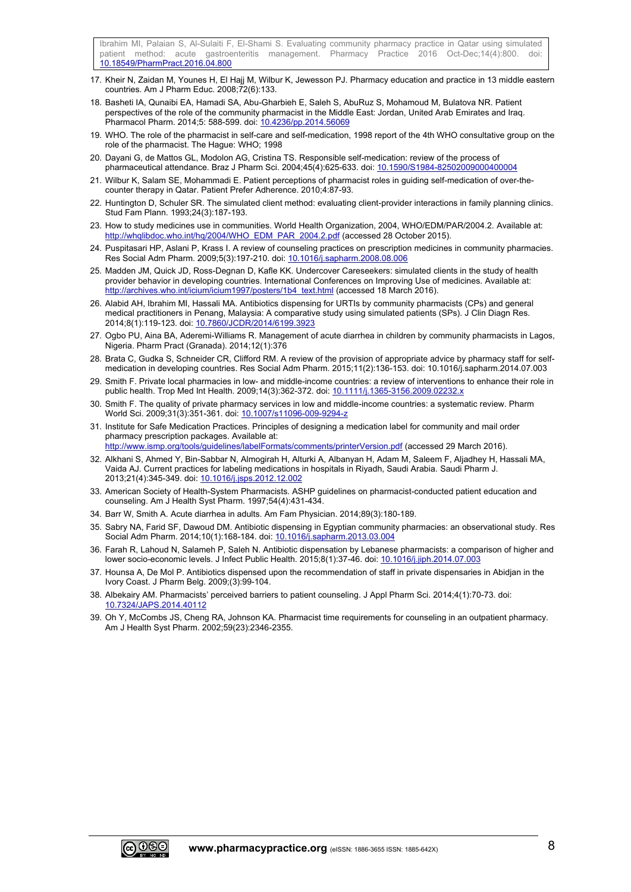17. Kheir N, Zaidan M, Younes H, El Hajj M, Wilbur K, Jewesson PJ. Pharmacy education and practice in 13 middle eastern countries. Am J Pharm Educ. 2008;72(6):133.
18. Basheti IA, Qunaibi EA, Hamadi SA, Abu-Gharbieh E, Saleh S, AbuRuz S, Mohamoud M, Bulatova NR. Patient perspectives of the role of the community pharmacist in the Middle East: Jordan, United Arab Emirates and Iraq. Pharmacol Pharm. 2014;5: 588-599. doi: 10.4236/pp.2014.56069
19. WHO. The role of the pharmacist in self-care and self-medication, 1998 report of the 4th WHO consultative group on the role of the pharmacist. The Hague: WHO; 1998
20. Dayani G, de Mattos GL, Modolon AG, Cristina TS. Responsible self-medication: review of the process of pharmaceutical attendance. Braz J Pharm Sci. 2004;45(4):625-633. doi: 10.1590/S1984-82502009000400004
21. Wilbur K, Salam SE, Mohammadi E. Patient perceptions of pharmacist roles in guiding self-medication of over-the-counter therapy in Qatar. Patient Prefer Adherence. 2010;4:87-93.
22. Huntington D, Schuler SR. The simulated client method: evaluating client-provider interactions in family planning clinics. Stud Fam Plann. 1993;24(3):187-193.
23. How to study medicines use in communities. World Health Organization, 2004, WHO/EDM/PAR/2004.2. Available at: http://whqlibdoc.who.int/hq/2004/WHO_EDM_PAR_2004.2.pdf (accessed 28 October 2015).
24. Puspitasari HP, Aslani P, Krass I. A review of counseling practices on prescription medicines in community pharmacies. Res Social Adm Pharm. 2009;5(3):197-210. doi: 10.1016/j.sapharm.2008.08.006
25. Madden JM, Quick JD, Ross-Degnan D, Kafle KK. Undercover Careseekers: simulated clients in the study of health provider behavior in developing countries. International Conferences on Improving Use of medicines. Available at: http://archives.who.int/icium/icium1997/posters/1b4_text.html (accessed 18 March 2016).
26. Alabid AH, Ibrahim MI, Hassali MA. Antibiotics dispensing for URTIs by community pharmacists (CPs) and general medical practitioners in Penang, Malaysia: A comparative study using simulated patients (SPs). J Clin Diagn Res. 2014;8(1):119-123. doi: 10.7860/JCDR/2014/6199.3923
27. Ogbo PU, Aina BA, Aderemi-Williams R. Management of acute diarrhea in children by community pharmacists in Lagos, Nigeria. Pharm Pract (Granada). 2014;12(1):376
28. Brata C, Gudka S, Schneider CR, Clifford RM. A review of the provision of appropriate advice by pharmacy staff for self-medication in developing countries. Res Social Adm Pharm. 2015;11(2):136-153. doi: 10.1016/j.sapharm.2014.07.003
29. Smith F. Private local pharmacies in low- and middle-income countries: a review of interventions to enhance their role in public health. Trop Med Int Health. 2009;14(3):362-372. doi: 10.1111/j.1365-3156.2009.02232.x
30. Smith F. The quality of private pharmacy services in low and middle-income countries: a systematic review. Pharm World Sci. 2009;31(3):351-361. doi: 10.1007/s11096-009-9294-z
31. Institute for Safe Medication Practices. Principles of designing a medication label for community and mail order pharmacy prescription packages. Available at: http://www.ismp.org/tools/guidelines/labelFormats/comments/printerVersion.pdf (accessed 29 March 2016).
32. Alkhani S, Ahmed Y, Bin-Sabbar N, Almogirah H, Alturki A, Albanyan H, Adam M, Saleem F, Aljadhey H, Hassali MA, Vaida AJ. Current practices for labeling medications in hospitals in Riyadh, Saudi Arabia. Saudi Pharm J. 2013;21(4):345-349. doi: 10.1016/j.jsps.2012.12.002
33. American Society of Health-System Pharmacists. ASHP guidelines on pharmacist-conducted patient education and counseling. Am J Health Syst Pharm. 1997;54(4):431-434.
34. Barr W, Smith A. Acute diarrhea in adults. Am Fam Physician. 2014;89(3):180-189.
35. Sabry NA, Farid SF, Dawoud DM. Antibiotic dispensing in Egyptian community pharmacies: an observational study. Res Social Adm Pharm. 2014;10(1):168-184. doi: 10.1016/j.sapharm.2013.03.004
36. Farah R, Lahoud N, Salameh P, Saleh N. Antibiotic dispensation by Lebanese pharmacists: a comparison of higher and lower socio-economic levels. J Infect Public Health. 2015;8(1):37-46. doi: 10.1016/j.jiph.2014.07.003
37. Hounsa A, De Mol P. Antibiotics dispensed upon the recommendation of staff in private dispensaries in Abidjan in the Ivory Coast. J Pharm Belg. 2009;(3):99-104.
38. Albekairy AM. Pharmacists' perceived barriers to patient counseling. J Appl Pharm Sci. 2014;4(1):70-73. doi: 10.7324/JAPS.2014.40112
39. Oh Y, McCombs JS, Cheng RA, Johnson KA. Pharmacist time requirements for counseling in an outpatient pharmacy. Am J Health Syst Pharm. 2002;59(23):2346-2355.